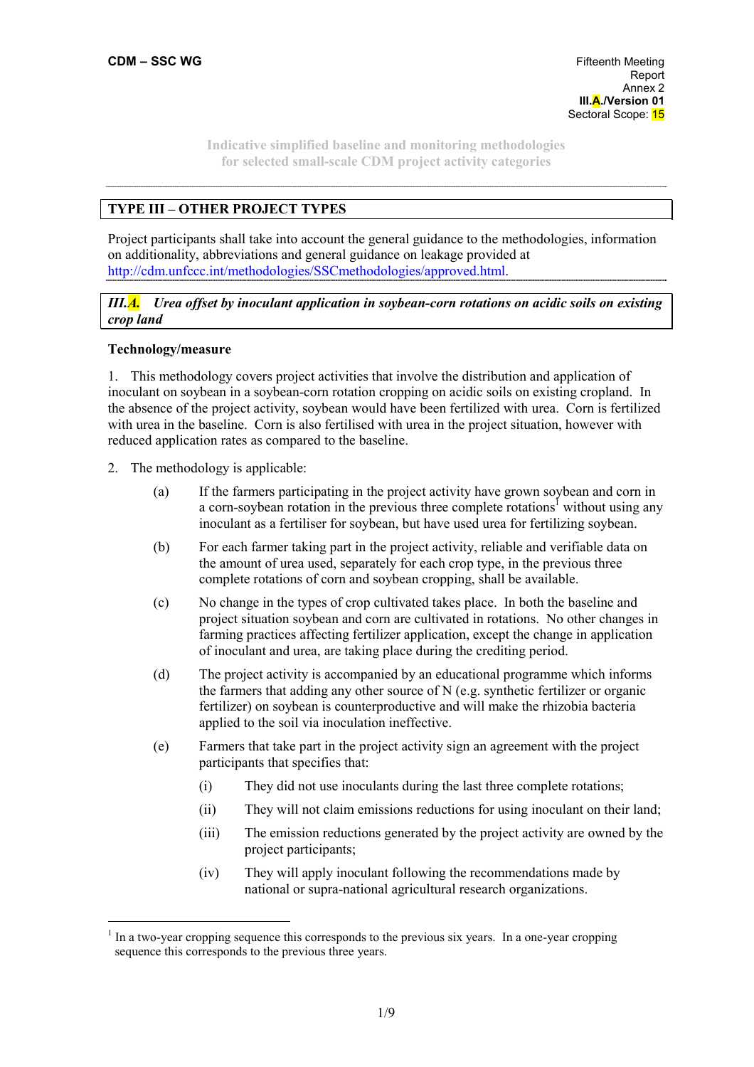Indicative simplified baseline and monitoring methodologies for selected small-scale CDM project activity categories

## TYPE III – OTHER PROJECT TYPES

Project participants shall take into account the general guidance to the methodologies, information on additionality, abbreviations and general guidance on leakage provided at http://cdm.unfccc.int/methodologies/SSCmethodologies/approved.html.

### *III.A. Urea offset by inoculant application in soybean-corn rotations on acidic soils on existing crop land*

**Technology/measure**

1. This methodology covers project activities that involve the distribution and application of inoculant on soybean in a soybean-corn rotation cropping on acidic soils on existing cropland. In the absence of the project activity, soybean would have been fertilized with urea. Corn is fertilized with urea in the baseline. Corn is also fertilised with urea in the project situation, however with reduced application rates as compared to the baseline.

2. The methodology is applicable:

   (a) If the farmers participating in the project activity have grown soybean and corn in a corn-soybean rotation in the previous three complete rotations[1] without using any inoculant as a fertiliser for soybean, but have used urea for fertilizing soybean.

   (b) For each farmer taking part in the project activity, reliable and verifiable data on the amount of urea used, separately for each crop type, in the previous three complete rotations of corn and soybean cropping, shall be available.

   (c) No change in the types of crop cultivated takes place. In both the baseline and project situation soybean and corn are cultivated in rotations. No other changes in farming practices affecting fertilizer application, except the change in application of inoculant and urea, are taking place during the crediting period.

   (d) The project activity is accompanied by an educational programme which informs the farmers that adding any other source of N (e.g. synthetic fertilizer or organic fertilizer) on soybean is counterproductive and will make the rhizobia bacteria applied to the soil via inoculation ineffective.

   (e) Farmers that take part in the project activity sign an agreement with the project participants that specifies that:

      (i) They did not use inoculants during the last three complete rotations;

      (ii) They will not claim emissions reductions for using inoculant on their land;

      (iii) The emission reductions generated by the project activity are owned by the project participants;

      (iv) They will apply inoculant following the recommendations made by national or supra-national agricultural research organizations.

[1] In a two-year cropping sequence this corresponds to the previous six years. In a one-year cropping sequence this corresponds to the previous three years.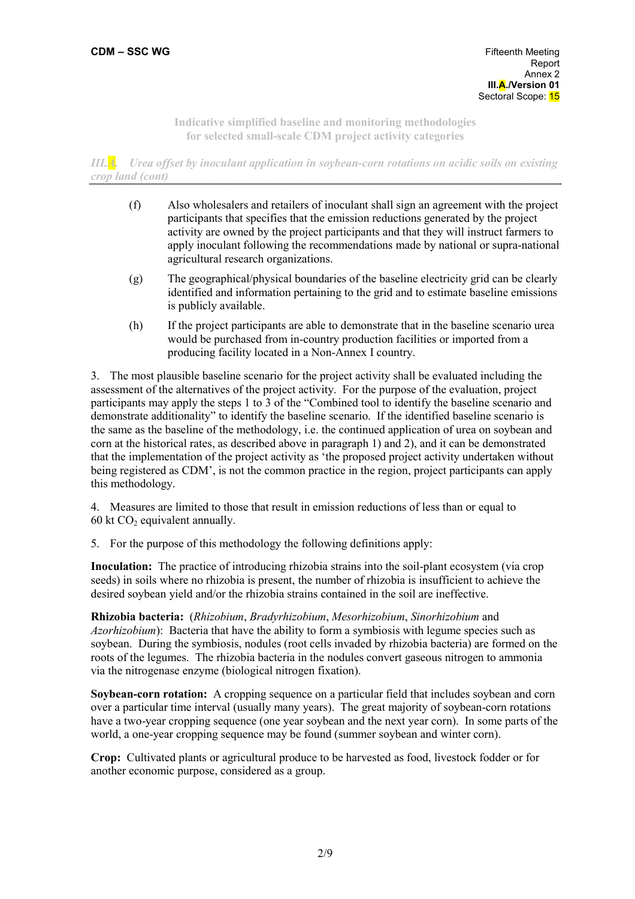**Indicative simplified baseline and monitoring methodologies for selected small-scale CDM project activity categories**

*III.A. Urea offset by inoculant application in soybean-corn rotations on acidic soils on existing crop land (cont)*

(f) Also wholesalers and retailers of inoculant shall sign an agreement with the project participants that specifies that the emission reductions generated by the project activity are owned by the project participants and that they will instruct farmers to apply inoculant following the recommendations made by national or supra-national agricultural research organizations.

(g) The geographical/physical boundaries of the baseline electricity grid can be clearly identified and information pertaining to the grid and to estimate baseline emissions is publicly available.

(h) If the project participants are able to demonstrate that in the baseline scenario urea would be purchased from in-country production facilities or imported from a producing facility located in a Non-Annex I country.

3. The most plausible baseline scenario for the project activity shall be evaluated including the assessment of the alternatives of the project activity. For the purpose of the evaluation, project participants may apply the steps 1 to 3 of the "Combined tool to identify the baseline scenario and demonstrate additionality" to identify the baseline scenario. If the identified baseline scenario is the same as the baseline of the methodology, i.e. the continued application of urea on soybean and corn at the historical rates, as described above in paragraph 1) and 2), and it can be demonstrated that the implementation of the project activity as 'the proposed project activity undertaken without being registered as CDM', is not the common practice in the region, project participants can apply this methodology.

4. Measures are limited to those that result in emission reductions of less than or equal to 60 kt $CO_2$ equivalent annually.

5. For the purpose of this methodology the following definitions apply:

**Inoculation:** The practice of introducing rhizobia strains into the soil-plant ecosystem (via crop seeds) in soils where no rhizobia is present, the number of rhizobia is insufficient to achieve the desired soybean yield and/or the rhizobia strains contained in the soil are ineffective.

**Rhizobia bacteria:** (*Rhizobium*, *Bradyrhizobium*, *Mesorhizobium*, *Sinorhizobium* and *Azorhizobium*): Bacteria that have the ability to form a symbiosis with legume species such as soybean. During the symbiosis, nodules (root cells invaded by rhizobia bacteria) are formed on the roots of the legumes. The rhizobia bacteria in the nodules convert gaseous nitrogen to ammonia via the nitrogenase enzyme (biological nitrogen fixation).

**Soybean-corn rotation:** A cropping sequence on a particular field that includes soybean and corn over a particular time interval (usually many years). The great majority of soybean-corn rotations have a two-year cropping sequence (one year soybean and the next year corn). In some parts of the world, a one-year cropping sequence may be found (summer soybean and winter corn).

**Crop:** Cultivated plants or agricultural produce to be harvested as food, livestock fodder or for another economic purpose, considered as a group.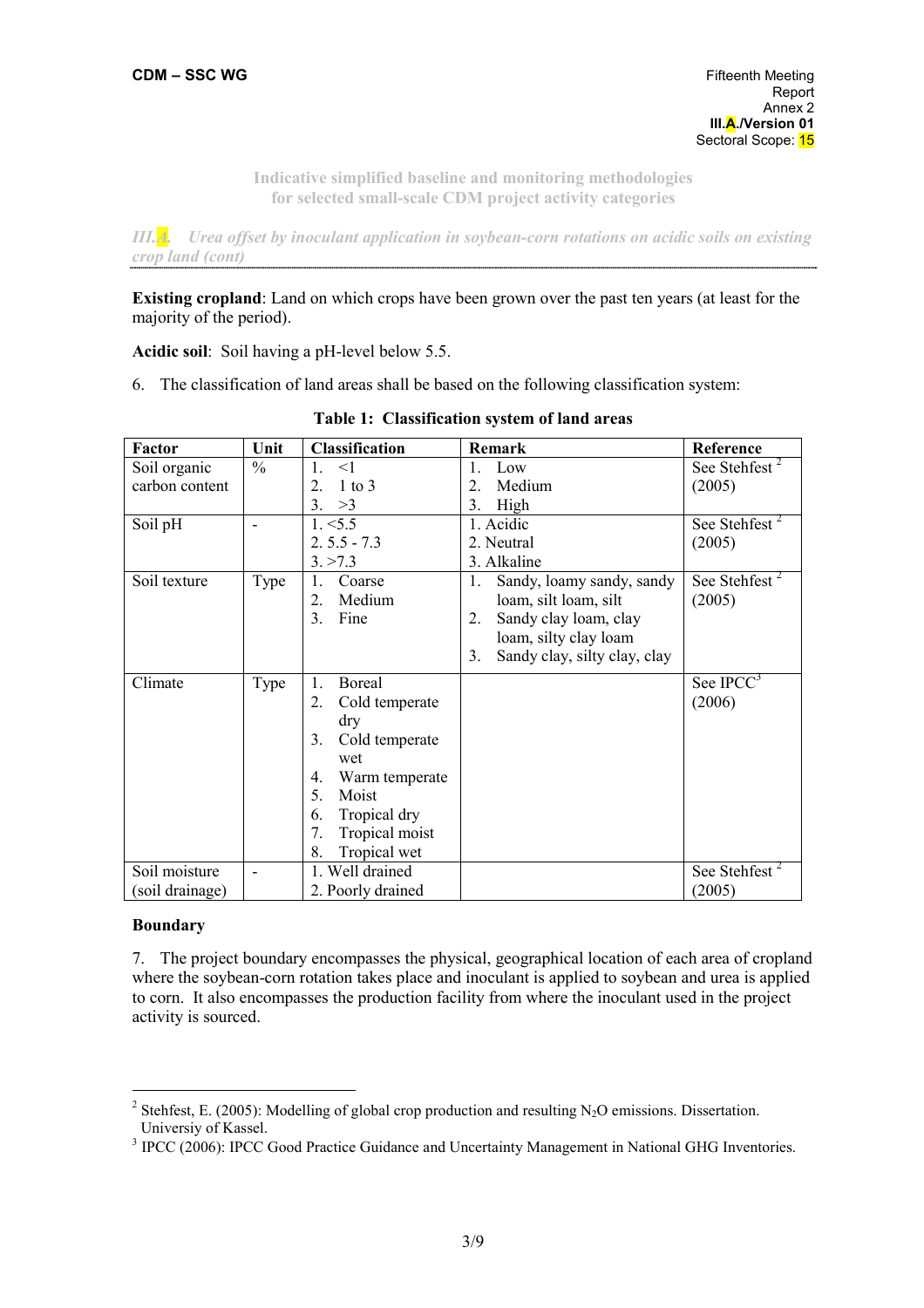**Existing cropland**: Land on which crops have been grown over the past ten years (at least for the majority of the period).

**Acidic soil**: Soil having a pH-level below 5.5.

6. The classification of land areas shall be based on the following classification system:

**Table 1: Classification system of land areas**

| Factor | Unit | Classification | Remark | Reference |
|---|---|---|---|---|
| Soil organic carbon content | % | 1. <1<br>2. 1 to 3<br>3. >3 | 1. Low<br>2. Medium<br>3. High | See Stehfest [2] (2005) |
| Soil pH | - | 1. <5.5<br>2. 5.5 - 7.3<br>3. >7.3 | 1. Acidic<br>2. Neutral<br>3. Alkaline | See Stehfest [2] (2005) |
| Soil texture | Type | 1. Coarse<br>2. Medium<br>3. Fine | 1. Sandy, loamy sandy, sandy loam, silt loam, silt<br>2. Sandy clay loam, clay loam, silty clay loam<br>3. Sandy clay, silty clay, clay | See Stehfest [2] (2005) |
| Climate | Type | 1. Boreal<br>2. Cold temperate dry<br>3. Cold temperate wet<br>4. Warm temperate<br>5. Moist<br>6. Tropical dry<br>7. Tropical moist<br>8. Tropical wet | | See IPCC[3] (2006) |
| Soil moisture (soil drainage) | - | 1. Well drained<br>2. Poorly drained | | See Stehfest [2] (2005) |

**Boundary**

7. The project boundary encompasses the physical, geographical location of each area of cropland where the soybean-corn rotation takes place and inoculant is applied to soybean and urea is applied to corn. It also encompasses the production facility from where the inoculant used in the project activity is sourced.

[2] Stehfest, E. (2005): Modelling of global crop production and resulting $N_2O$ emissions. Dissertation. Universiy of Kassel.

[3] IPCC (2006): IPCC Good Practice Guidance and Uncertainty Management in National GHG Inventories.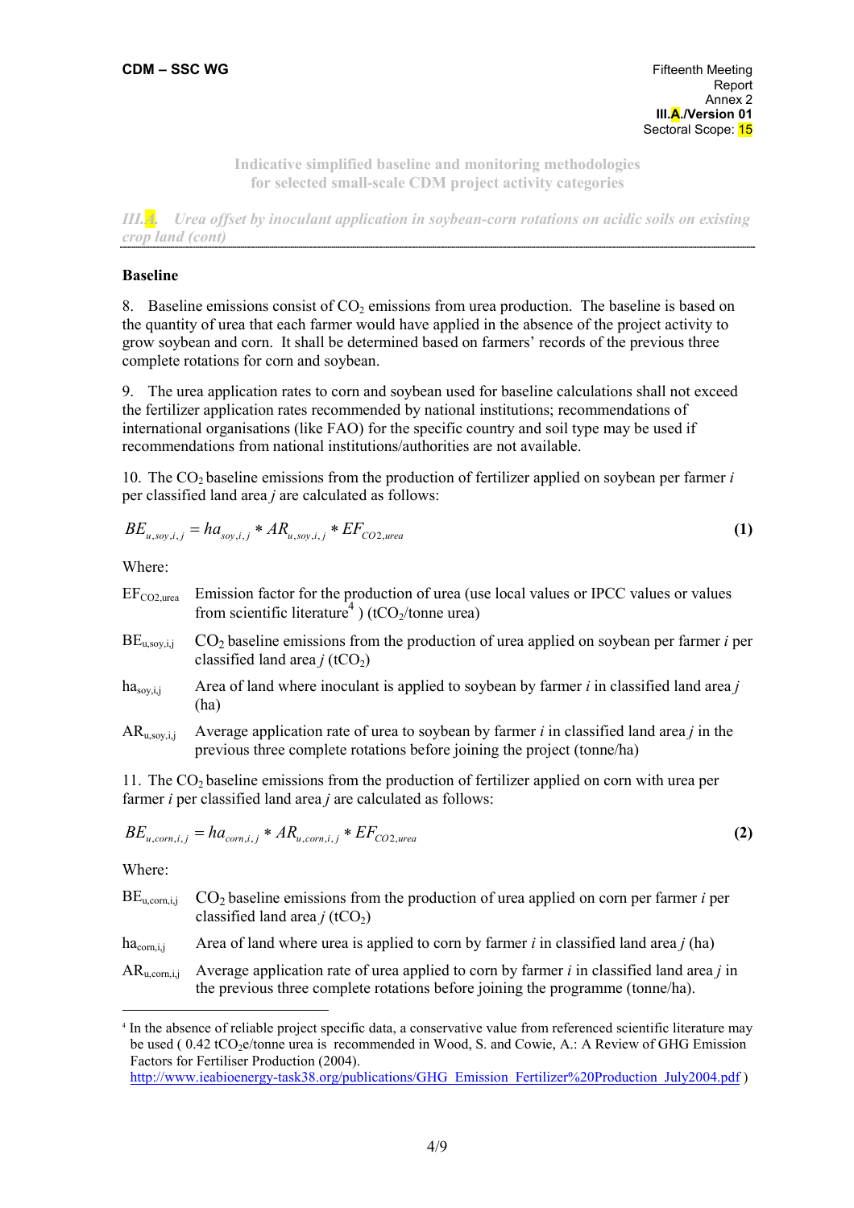Indicative simplified baseline and monitoring methodologies for selected small-scale CDM project activity categories

*III.A. Urea offset by inoculant application in soybean-corn rotations on acidic soils on existing crop land (cont)*

**Baseline**

8. Baseline emissions consist of $CO_2$ emissions from urea production. The baseline is based on the quantity of urea that each farmer would have applied in the absence of the project activity to grow soybean and corn. It shall be determined based on farmers' records of the previous three complete rotations for corn and soybean.

9. The urea application rates to corn and soybean used for baseline calculations shall not exceed the fertilizer application rates recommended by national institutions; recommendations of international organisations (like FAO) for the specific country and soil type may be used if recommendations from national institutions/authorities are not available.

10. The $CO_2$ baseline emissions from the production of fertilizer applied on soybean per farmer *i* per classified land area *j* are calculated as follows:

$$BE_{u,soy,i,j} = ha_{soy,i,j} * AR_{u,soy,i,j} * EF_{CO2,urea} \quad (1)$$

Where:

$EF_{CO2,urea}$ Emission factor for the production of urea (use local values or IPCC values or values from scientific literature[4] ) ($tCO_2$/tonne urea)

$BE_{u,soy,i,j}$ $CO_2$ baseline emissions from the production of urea applied on soybean per farmer *i* per classified land area *j* ($tCO_2$)

$ha_{soy,i,j}$ Area of land where inoculant is applied to soybean by farmer *i* in classified land area *j* (ha)

$AR_{u,soy,i,j}$ Average application rate of urea to soybean by farmer *i* in classified land area *j* in the previous three complete rotations before joining the project (tonne/ha)

11. The $CO_2$ baseline emissions from the production of fertilizer applied on corn with urea per farmer *i* per classified land area *j* are calculated as follows:

$$BE_{u,corn,i,j} = ha_{corn,i,j} * AR_{u,corn,i,j} * EF_{CO2,urea} \quad (2)$$

Where:

$BE_{u,corn,i,j}$ $CO_2$ baseline emissions from the production of urea applied on corn per farmer *i* per classified land area *j* ($tCO_2$)

$ha_{corn,i,j}$ Area of land where urea is applied to corn by farmer *i* in classified land area *j* (ha)

$AR_{u,corn,i,j}$ Average application rate of urea applied to corn by farmer *i* in classified land area *j* in the previous three complete rotations before joining the programme (tonne/ha).

[4] In the absence of reliable project specific data, a conservative value from referenced scientific literature may be used ( 0.42 $tCO_2$e/tonne urea is recommended in Wood, S. and Cowie, A.: A Review of GHG Emission Factors for Fertiliser Production (2004). http://www.ieabioenergy-task38.org/publications/GHG_Emission_Fertilizer%20Production_July2004.pdf )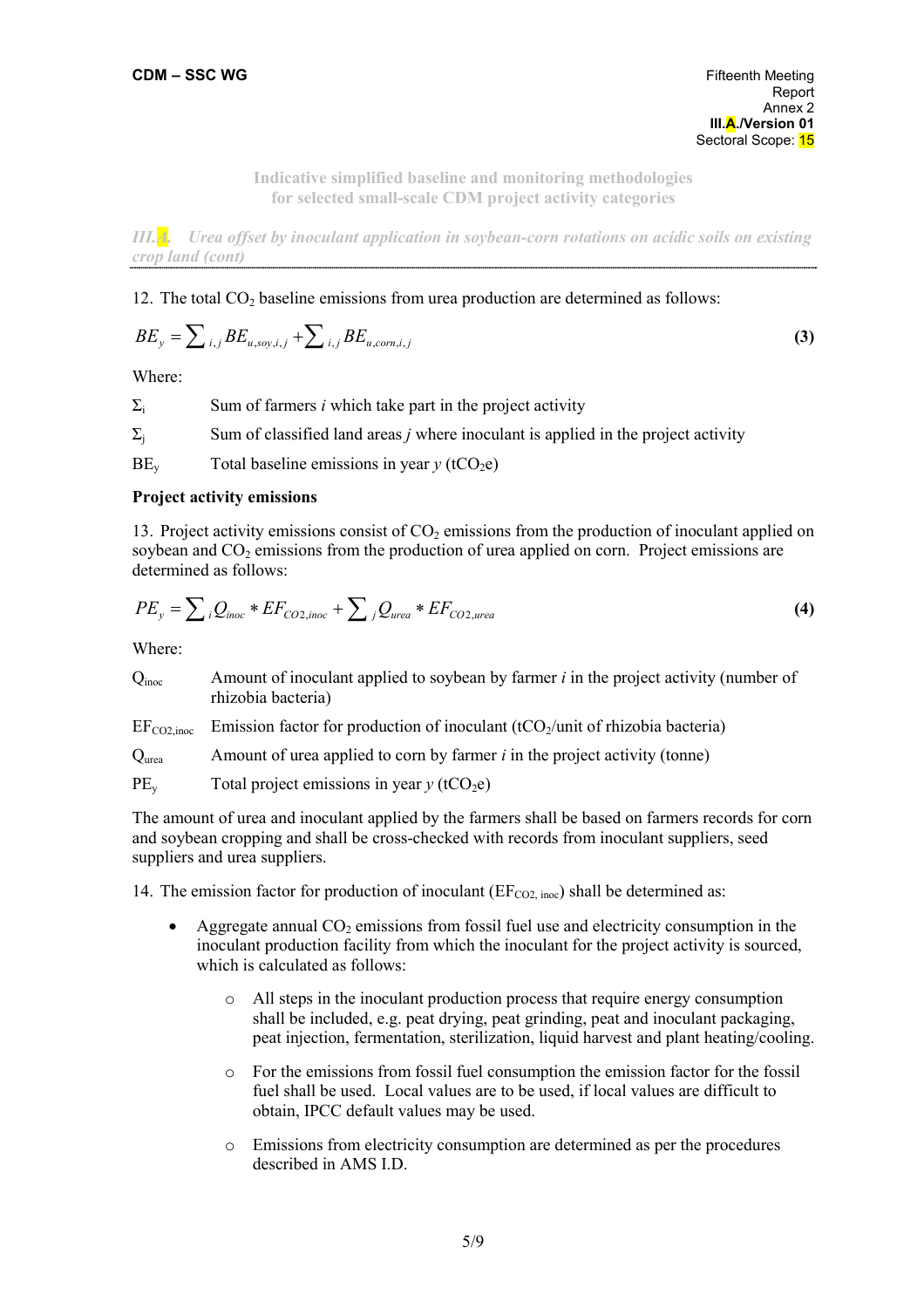**Indicative simplified baseline and monitoring methodologies for selected small-scale CDM project activity categories**

*III.A. Urea offset by inoculant application in soybean-corn rotations on acidic soils on existing crop land (cont)*

12. The total $CO_2$ baseline emissions from urea production are determined as follows:

$$BE_y = \sum_{i,j} BE_{u,soy,i,j} + \sum_{i,j} BE_{u,corn,i,j} \quad \textbf{(3)}$$

Where:

| | |
|---|---|
| $\Sigma_i$ | Sum of farmers *i* which take part in the project activity |
| $\Sigma_j$ | Sum of classified land areas *j* where inoculant is applied in the project activity |
| $BE_y$ | Total baseline emissions in year *y* ($tCO_2e$) |

**Project activity emissions**

13. Project activity emissions consist of $CO_2$ emissions from the production of inoculant applied on soybean and $CO_2$ emissions from the production of urea applied on corn. Project emissions are determined as follows:

$$PE_y = \sum_i Q_{inoc} * EF_{CO2,inoc} + \sum_j Q_{urea} * EF_{CO2,urea} \quad \textbf{(4)}$$

Where:

| | |
|---|---|
| $Q_{inoc}$ | Amount of inoculant applied to soybean by farmer *i* in the project activity (number of rhizobia bacteria) |
| $EF_{CO2,inoc}$ | Emission factor for production of inoculant ($tCO_2$/unit of rhizobia bacteria) |
| $Q_{urea}$ | Amount of urea applied to corn by farmer *i* in the project activity (tonne) |
| $PE_y$ | Total project emissions in year *y* ($tCO_2e$) |

The amount of urea and inoculant applied by the farmers shall be based on farmers records for corn and soybean cropping and shall be cross-checked with records from inoculant suppliers, seed suppliers and urea suppliers.

14. The emission factor for production of inoculant ($EF_{CO2, inoc}$) shall be determined as:

- Aggregate annual $CO_2$ emissions from fossil fuel use and electricity consumption in the inoculant production facility from which the inoculant for the project activity is sourced, which is calculated as follows:
    - All steps in the inoculant production process that require energy consumption shall be included, e.g. peat drying, peat grinding, peat and inoculant packaging, peat injection, fermentation, sterilization, liquid harvest and plant heating/cooling.
    - For the emissions from fossil fuel consumption the emission factor for the fossil fuel shall be used. Local values are to be used, if local values are difficult to obtain, IPCC default values may be used.
    - Emissions from electricity consumption are determined as per the procedures described in AMS I.D.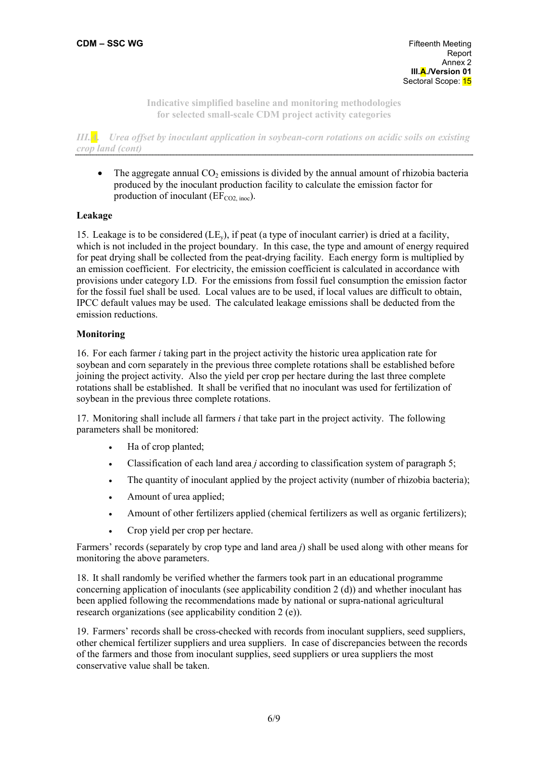**Indicative simplified baseline and monitoring methodologies for selected small-scale CDM project activity categories**

*III.A. Urea offset by inoculant application in soybean-corn rotations on acidic soils on existing crop land (cont)*

- The aggregate annual $CO_2$ emissions is divided by the annual amount of rhizobia bacteria produced by the inoculant production facility to calculate the emission factor for production of inoculant ($EF_{CO2, inoc}$).

**Leakage**

15. Leakage is to be considered ($LE_y$), if peat (a type of inoculant carrier) is dried at a facility, which is not included in the project boundary. In this case, the type and amount of energy required for peat drying shall be collected from the peat-drying facility. Each energy form is multiplied by an emission coefficient. For electricity, the emission coefficient is calculated in accordance with provisions under category I.D. For the emissions from fossil fuel consumption the emission factor for the fossil fuel shall be used. Local values are to be used, if local values are difficult to obtain, IPCC default values may be used. The calculated leakage emissions shall be deducted from the emission reductions.

**Monitoring**

16. For each farmer *i* taking part in the project activity the historic urea application rate for soybean and corn separately in the previous three complete rotations shall be established before joining the project activity. Also the yield per crop per hectare during the last three complete rotations shall be established. It shall be verified that no inoculant was used for fertilization of soybean in the previous three complete rotations.

17. Monitoring shall include all farmers *i* that take part in the project activity. The following parameters shall be monitored:

- Ha of crop planted;
- Classification of each land area *j* according to classification system of paragraph 5;
- The quantity of inoculant applied by the project activity (number of rhizobia bacteria);
- Amount of urea applied;
- Amount of other fertilizers applied (chemical fertilizers as well as organic fertilizers);
- Crop yield per crop per hectare.

Farmers' records (separately by crop type and land area *j*) shall be used along with other means for monitoring the above parameters.

18. It shall randomly be verified whether the farmers took part in an educational programme concerning application of inoculants (see applicability condition 2 (d)) and whether inoculant has been applied following the recommendations made by national or supra-national agricultural research organizations (see applicability condition 2 (e)).

19. Farmers' records shall be cross-checked with records from inoculant suppliers, seed suppliers, other chemical fertilizer suppliers and urea suppliers. In case of discrepancies between the records of the farmers and those from inoculant supplies, seed suppliers or urea suppliers the most conservative value shall be taken.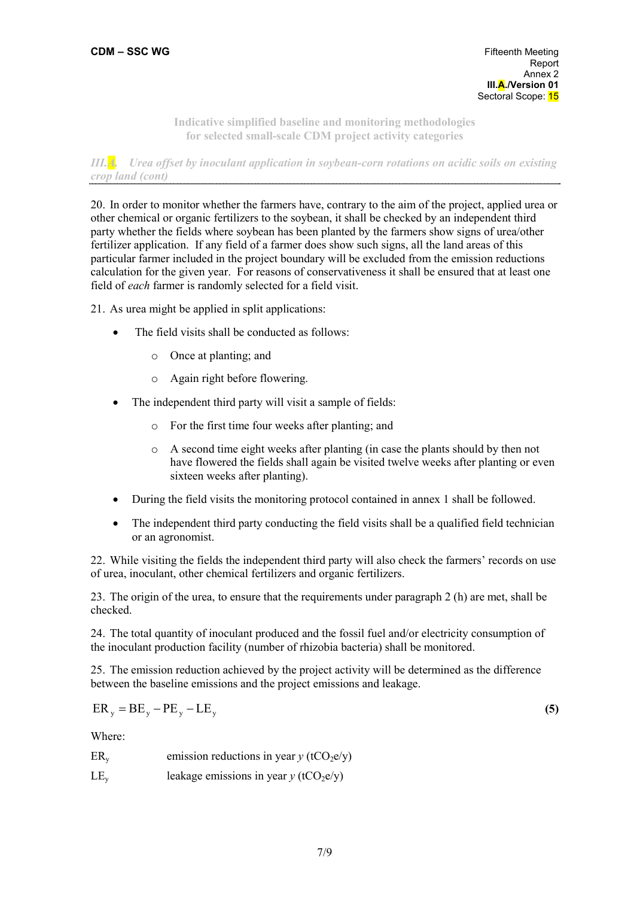**Indicative simplified baseline and monitoring methodologies for selected small-scale CDM project activity categories**

*III.A. Urea offset by inoculant application in soybean-corn rotations on acidic soils on existing crop land (cont)*

20. In order to monitor whether the farmers have, contrary to the aim of the project, applied urea or other chemical or organic fertilizers to the soybean, it shall be checked by an independent third party whether the fields where soybean has been planted by the farmers show signs of urea/other fertilizer application. If any field of a farmer does show such signs, all the land areas of this particular farmer included in the project boundary will be excluded from the emission reductions calculation for the given year. For reasons of conservativeness it shall be ensured that at least one field of *each* farmer is randomly selected for a field visit.

21. As urea might be applied in split applications:

- The field visits shall be conducted as follows:
    - Once at planting; and
    - Again right before flowering.
- The independent third party will visit a sample of fields:
    - For the first time four weeks after planting; and
    - A second time eight weeks after planting (in case the plants should by then not have flowered the fields shall again be visited twelve weeks after planting or even sixteen weeks after planting).
- During the field visits the monitoring protocol contained in annex 1 shall be followed.
- The independent third party conducting the field visits shall be a qualified field technician or an agronomist.

22. While visiting the fields the independent third party will also check the farmers' records on use of urea, inoculant, other chemical fertilizers and organic fertilizers.

23. The origin of the urea, to ensure that the requirements under paragraph 2 (h) are met, shall be checked.

24. The total quantity of inoculant produced and the fossil fuel and/or electricity consumption of the inoculant production facility (number of rhizobia bacteria) shall be monitored.

25. The emission reduction achieved by the project activity will be determined as the difference between the baseline emissions and the project emissions and leakage.

$$ER_y = BE_y - PE_y - LE_y \qquad \textbf{(5)}$$

Where:

$ER_y$ emission reductions in year $y$ ($tCO_2e/y$)

$LE_y$ leakage emissions in year $y$ ($tCO_2e/y$)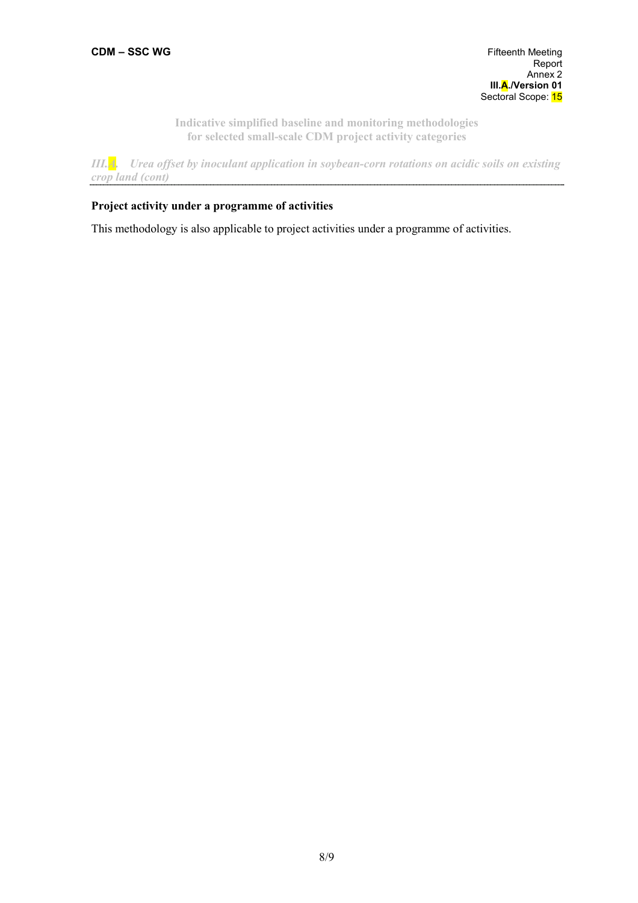## Project activity under a programme of activities

This methodology is also applicable to project activities under a programme of activities.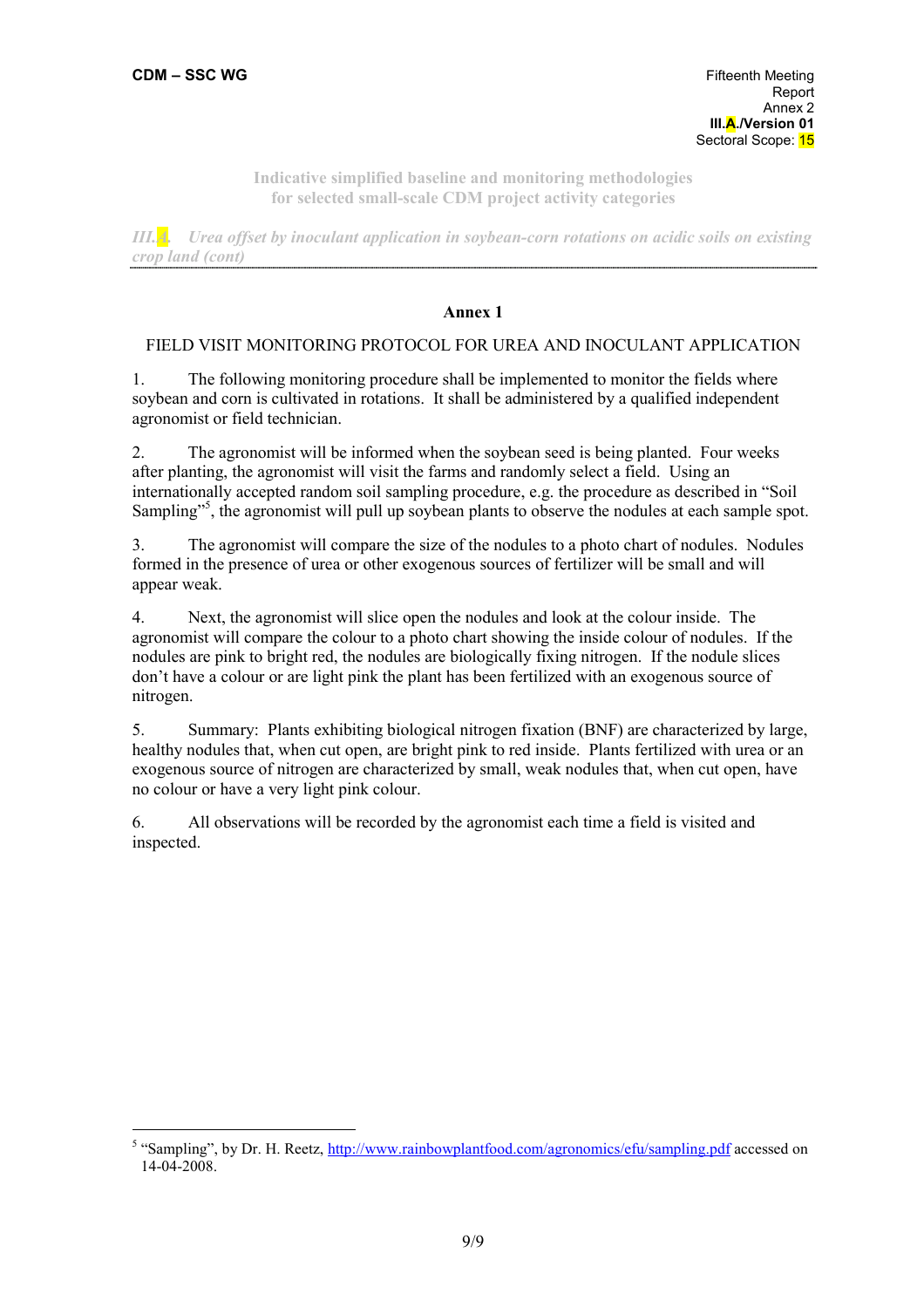## Annex 1

FIELD VISIT MONITORING PROTOCOL FOR UREA AND INOCULANT APPLICATION

1. The following monitoring procedure shall be implemented to monitor the fields where soybean and corn is cultivated in rotations. It shall be administered by a qualified independent agronomist or field technician.

2. The agronomist will be informed when the soybean seed is being planted. Four weeks after planting, the agronomist will visit the farms and randomly select a field. Using an internationally accepted random soil sampling procedure, e.g. the procedure as described in "Soil Sampling"[5], the agronomist will pull up soybean plants to observe the nodules at each sample spot.

3. The agronomist will compare the size of the nodules to a photo chart of nodules. Nodules formed in the presence of urea or other exogenous sources of fertilizer will be small and will appear weak.

4. Next, the agronomist will slice open the nodules and look at the colour inside. The agronomist will compare the colour to a photo chart showing the inside colour of nodules. If the nodules are pink to bright red, the nodules are biologically fixing nitrogen. If the nodule slices don't have a colour or are light pink the plant has been fertilized with an exogenous source of nitrogen.

5. Summary: Plants exhibiting biological nitrogen fixation (BNF) are characterized by large, healthy nodules that, when cut open, are bright pink to red inside. Plants fertilized with urea or an exogenous source of nitrogen are characterized by small, weak nodules that, when cut open, have no colour or have a very light pink colour.

6. All observations will be recorded by the agronomist each time a field is visited and inspected.

---

[5] "Sampling", by Dr. H. Reetz, http://www.rainbowplantfood.com/agronomics/efu/sampling.pdf accessed on 14-04-2008.